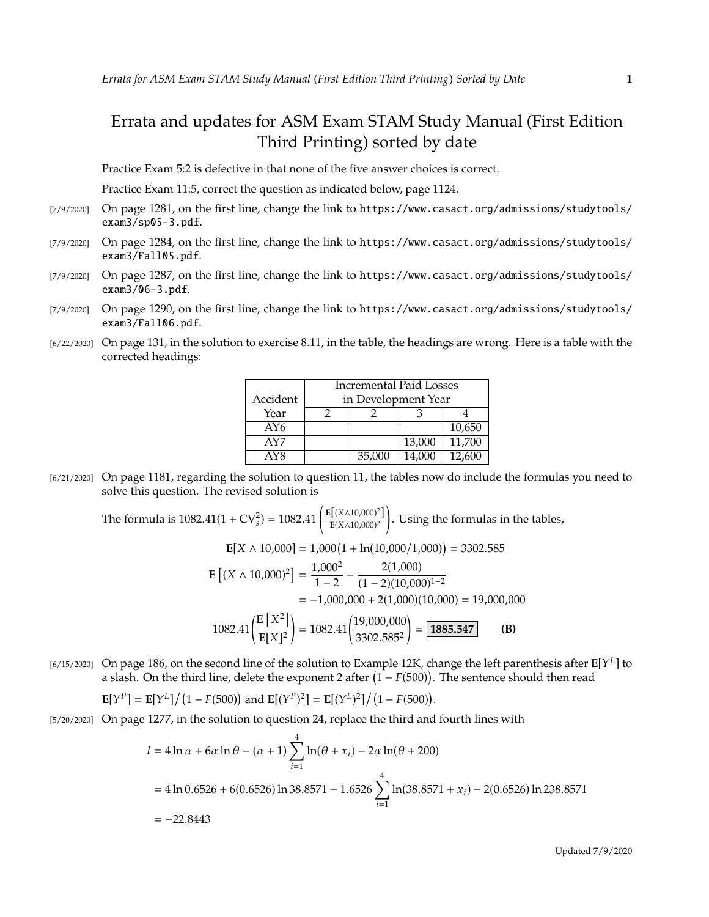# Errata and updates for ASM Exam STAM Study Manual (First Edition Third Printing) sorted by date

Practice Exam 5:2 is defective in that none of the five answer choices is correct.

Practice Exam 11:5, correct the question as indicated below, page 1124.

[7/9/2020] On page 1281, on the first line, change the link to `https://www.casact.org/admissions/studytools/exam3/sp05-3.pdf`.

[7/9/2020] On page 1284, on the first line, change the link to `https://www.casact.org/admissions/studytools/exam3/Fall05.pdf`.

[7/9/2020] On page 1287, on the first line, change the link to `https://www.casact.org/admissions/studytools/exam3/06-3.pdf`.

[7/9/2020] On page 1290, on the first line, change the link to `https://www.casact.org/admissions/studytools/exam3/Fall06.pdf`.

[6/22/2020] On page 131, in the solution to exercise 8.11, in the table, the headings are wrong. Here is a table with the corrected headings:

| Accident Year | Incremental Paid Losses in Development Year | | | |
|---|---|---|---|---|
| | 2 | 2 | 3 | 4 |
| AY6 | | | | 10,650 |
| AY7 | | | 13,000 | 11,700 |
| AY8 | | 35,000 | 14,000 | 12,600 |

[6/21/2020] On page 1181, regarding the solution to question 11, the tables now do include the formulas you need to solve this question. The revised solution is

The formula is $1082.41(1+\mathrm{CV}_s^2) = 1082.41\left(\frac{\mathbf{E}\left[(X\wedge 10{,}000)^2\right]}{\mathbf{E}(X\wedge 10{,}000)^2}\right)$. Using the formulas in the tables,

$$\mathbf{E}[X\wedge 10{,}000] = 1{,}000\bigl(1+\ln(10{,}000/1{,}000)\bigr) = 3302.585$$

$$\begin{aligned}\mathbf{E}\left[(X\wedge 10{,}000)^2\right] &= \frac{1{,}000^2}{1-2} - \frac{2(1{,}000)}{(1-2)(10{,}000)^{1-2}} \\ &= -1{,}000{,}000 + 2(1{,}000)(10{,}000) = 19{,}000{,}000\end{aligned}$$

$$1082.41\left(\frac{\mathbf{E}\left[X^2\right]}{\mathbf{E}[X]^2}\right) = 1082.41\left(\frac{19{,}000{,}000}{3302.585^2}\right) = \boxed{\mathbf{1885.547}} \qquad \textbf{(B)}$$

[6/15/2020] On page 186, on the second line of the solution to Example 12K, change the left parenthesis after $\mathbf{E}[Y^L]$ to a slash. On the third line, delete the exponent 2 after $\bigl(1-F(500)\bigr)$. The sentence should then read

$\mathbf{E}[Y^P] = \mathbf{E}[Y^L]/\bigl(1-F(500)\bigr)$ and $\mathbf{E}[(Y^P)^2] = \mathbf{E}[(Y^L)^2]/\bigl(1-F(500)\bigr)$.

[5/20/2020] On page 1277, in the solution to question 24, replace the third and fourth lines with

$$\begin{aligned}l &= 4\ln\alpha + 6\alpha\ln\theta - (\alpha+1)\sum_{i=1}^{4}\ln(\theta+x_i) - 2\alpha\ln(\theta+200) \\ &= 4\ln 0.6526 + 6(0.6526)\ln 38.8571 - 1.6526\sum_{i=1}^{4}\ln(38.8571+x_i) - 2(0.6526)\ln 238.8571 \\ &= -22.8443\end{aligned}$$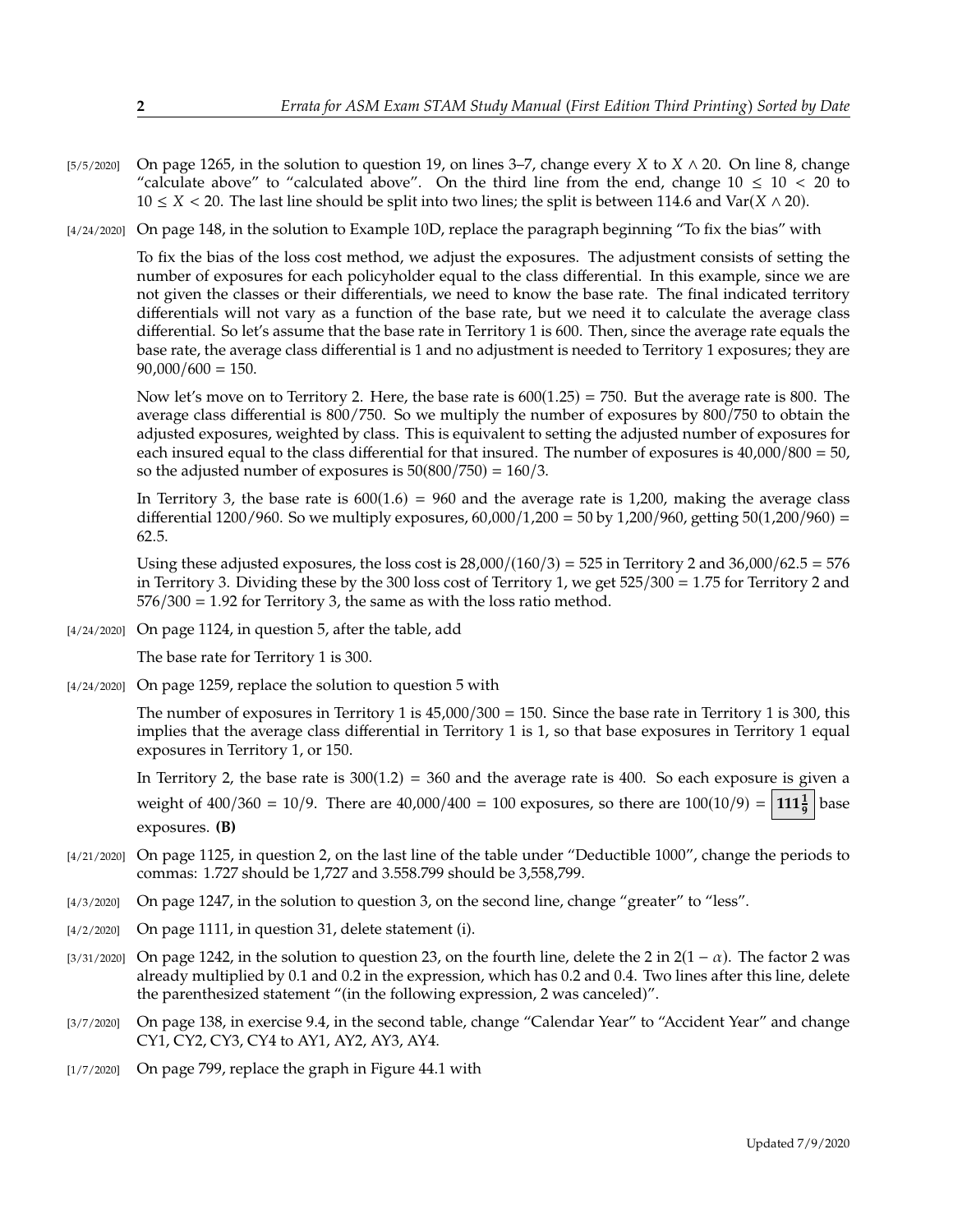[5/5/2020] On page 1265, in the solution to question 19, on lines 3–7, change every $X$ to $X \wedge 20$. On line 8, change "calculate above" to "calculated above". On the third line from the end, change $10 \leq 10 < 20$ to $10 \leq X < 20$. The last line should be split into two lines; the split is between 114.6 and $\mathrm{Var}(X \wedge 20)$.

[4/24/2020] On page 148, in the solution to Example 10D, replace the paragraph beginning "To fix the bias" with

To fix the bias of the loss cost method, we adjust the exposures. The adjustment consists of setting the number of exposures for each policyholder equal to the class differential. In this example, since we are not given the classes or their differentials, we need to know the base rate. The final indicated territory differentials will not vary as a function of the base rate, but we need it to calculate the average class differential. So let's assume that the base rate in Territory 1 is 600. Then, since the average rate equals the base rate, the average class differential is 1 and no adjustment is needed to Territory 1 exposures; they are $90{,}000/600 = 150$.

Now let's move on to Territory 2. Here, the base rate is $600(1.25) = 750$. But the average rate is 800. The average class differential is $800/750$. So we multiply the number of exposures by $800/750$ to obtain the adjusted exposures, weighted by class. This is equivalent to setting the adjusted number of exposures for each insured equal to the class differential for that insured. The number of exposures is $40{,}000/800 = 50$, so the adjusted number of exposures is $50(800/750) = 160/3$.

In Territory 3, the base rate is $600(1.6) = 960$ and the average rate is 1,200, making the average class differential $1200/960$. So we multiply exposures, $60{,}000/1{,}200 = 50$ by $1{,}200/960$, getting $50(1{,}200/960) = 62.5$.

Using these adjusted exposures, the loss cost is $28{,}000/(160/3) = 525$ in Territory 2 and $36{,}000/62.5 = 576$ in Territory 3. Dividing these by the 300 loss cost of Territory 1, we get $525/300 = 1.75$ for Territory 2 and $576/300 = 1.92$ for Territory 3, the same as with the loss ratio method.

[4/24/2020] On page 1124, in question 5, after the table, add

The base rate for Territory 1 is 300.

[4/24/2020] On page 1259, replace the solution to question 5 with

The number of exposures in Territory 1 is $45{,}000/300 = 150$. Since the base rate in Territory 1 is 300, this implies that the average class differential in Territory 1 is 1, so that base exposures in Territory 1 equal exposures in Territory 1, or 150.

In Territory 2, the base rate is $300(1.2) = 360$ and the average rate is 400. So each exposure is given a weight of $400/360 = 10/9$. There are $40{,}000/400 = 100$ exposures, so there are $100(10/9) = \boxed{\mathbf{111\frac{1}{9}}}$ base exposures. **(B)**

[4/21/2020] On page 1125, in question 2, on the last line of the table under "Deductible 1000", change the periods to commas: 1.727 should be 1,727 and 3.558.799 should be 3,558,799.

[4/3/2020] On page 1247, in the solution to question 3, on the second line, change "greater" to "less".

[4/2/2020] On page 1111, in question 31, delete statement (i).

[3/31/2020] On page 1242, in the solution to question 23, on the fourth line, delete the 2 in $2(1-\alpha)$. The factor 2 was already multiplied by 0.1 and 0.2 in the expression, which has 0.2 and 0.4. Two lines after this line, delete the parenthesized statement "(in the following expression, 2 was canceled)".

[3/7/2020] On page 138, in exercise 9.4, in the second table, change "Calendar Year" to "Accident Year" and change CY1, CY2, CY3, CY4 to AY1, AY2, AY3, AY4.

[1/7/2020] On page 799, replace the graph in Figure 44.1 with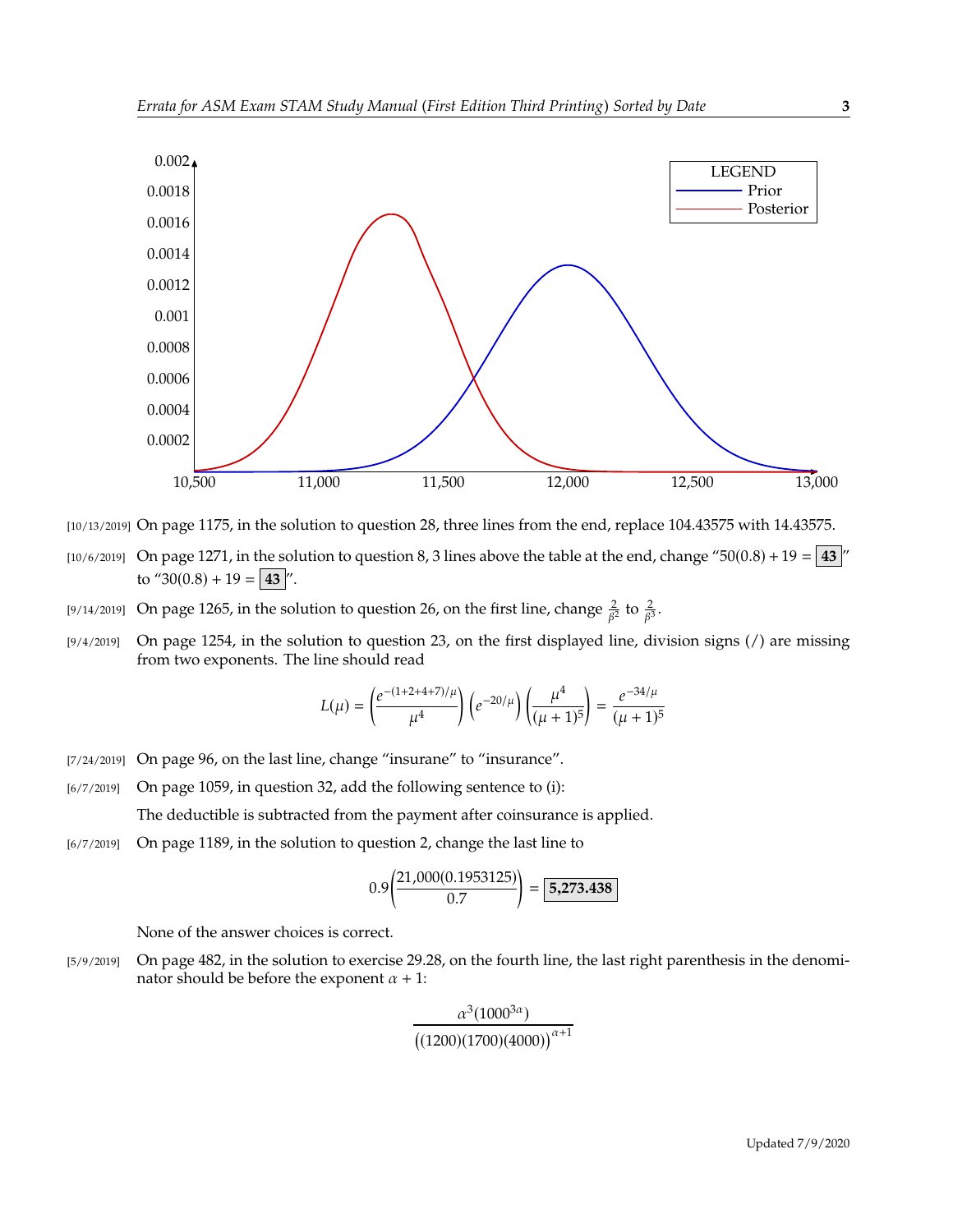0.002
0.0018
0.0016
0.0014
0.0012
0.001
0.0008
0.0006
0.0004
0.0002

10,500 11,000 11,500 12,000 12,500 13,000

LEGEND
Prior
Posterior

[10/13/2019] On page 1175, in the solution to question 28, three lines from the end, replace 104.43575 with 14.43575.

[10/6/2019] On page 1271, in the solution to question 8, 3 lines above the table at the end, change "$50(0.8)+19=\boxed{\mathbf{43}}$" to "$30(0.8)+19=\boxed{\mathbf{43}}$".

[9/14/2019] On page 1265, in the solution to question 26, on the first line, change $\frac{2}{\beta^2}$ to $\frac{2}{\beta^3}$.

[9/4/2019] On page 1254, in the solution to question 23, on the first displayed line, division signs (/) are missing from two exponents. The line should read

$$L(\mu)=\left(\frac{e^{-(1+2+4+7)/\mu}}{\mu^4}\right)\left(e^{-20/\mu}\right)\left(\frac{\mu^4}{(\mu+1)^5}\right)=\frac{e^{-34/\mu}}{(\mu+1)^5}$$

[7/24/2019] On page 96, on the last line, change "insurane" to "insurance".

[6/7/2019] On page 1059, in question 32, add the following sentence to (i):

The deductible is subtracted from the payment after coinsurance is applied.

[6/7/2019] On page 1189, in the solution to question 2, change the last line to

$$0.9\left(\frac{21{,}000(0.1953125)}{0.7}\right)=\boxed{\mathbf{5{,}273.438}}$$

None of the answer choices is correct.

[5/9/2019] On page 482, in the solution to exercise 29.28, on the fourth line, the last right parenthesis in the denominator should be before the exponent $\alpha+1$:

$$\frac{\alpha^3(1000^{3\alpha})}{\big((1200)(1700)(4000)\big)^{\alpha+1}}$$